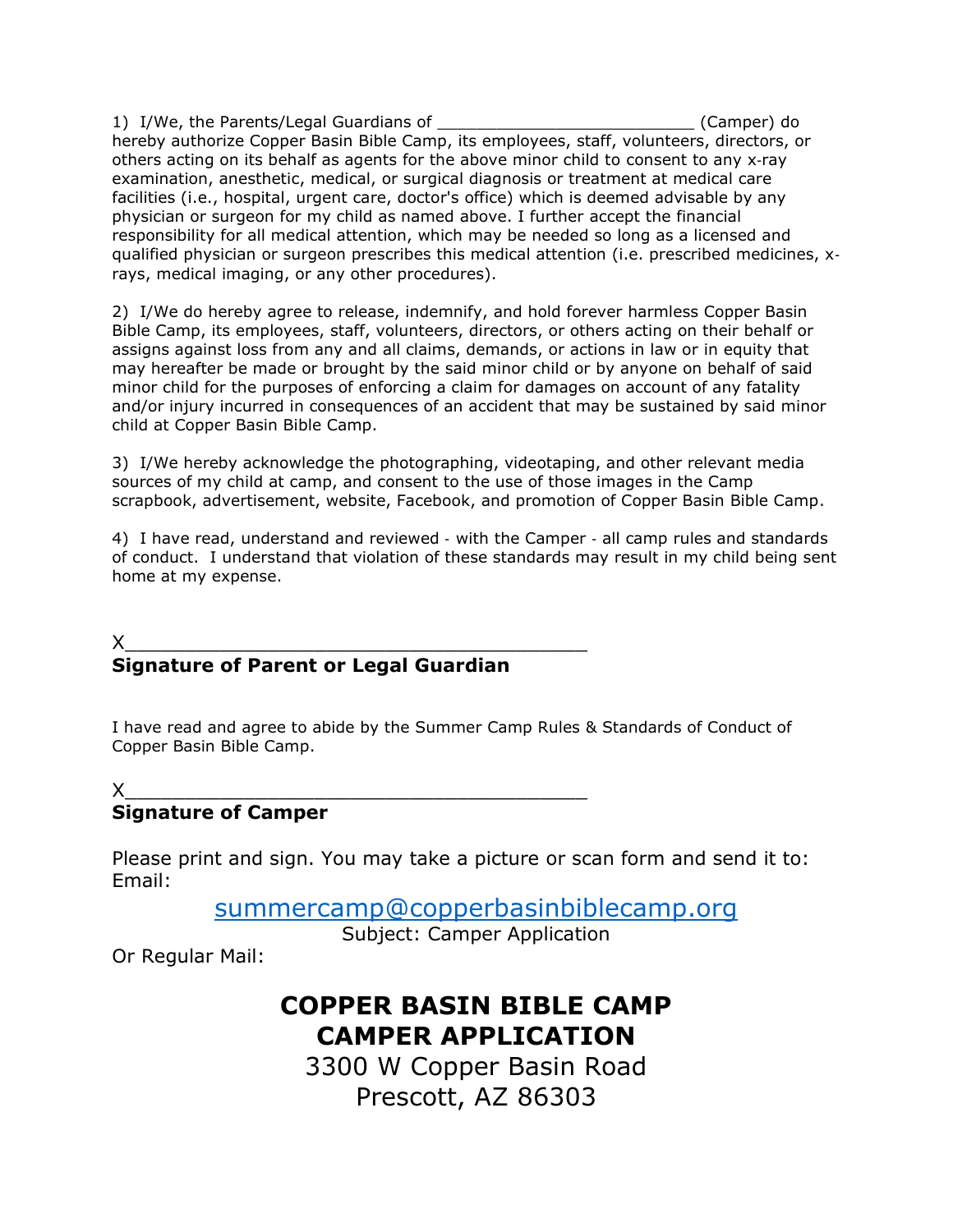1) I/We, the Parents/Legal Guardians of ___________________________ (Camper) do hereby authorize Copper Basin Bible Camp, its employees, staff, volunteers, directors, or others acting on its behalf as agents for the above minor child to consent to any x-ray examination, anesthetic, medical, or surgical diagnosis or treatment at medical care facilities (i.e., hospital, urgent care, doctor's office) which is deemed advisable by any physician or surgeon for my child as named above. I further accept the financial responsibility for all medical attention, which may be needed so long as a licensed and qualified physician or surgeon prescribes this medical attention (i.e. prescribed medicines, x-rays, medical imaging, or any other procedures).

2) I/We do hereby agree to release, indemnify, and hold forever harmless Copper Basin Bible Camp, its employees, staff, volunteers, directors, or others acting on their behalf or assigns against loss from any and all claims, demands, or actions in law or in equity that may hereafter be made or brought by the said minor child or by anyone on behalf of said minor child for the purposes of enforcing a claim for damages on account of any fatality and/or injury incurred in consequences of an accident that may be sustained by said minor child at Copper Basin Bible Camp.

3) I/We hereby acknowledge the photographing, videotaping, and other relevant media sources of my child at camp, and consent to the use of those images in the Camp scrapbook, advertisement, website, Facebook, and promotion of Copper Basin Bible Camp.

4) I have read, understand and reviewed - with the Camper - all camp rules and standards of conduct. I understand that violation of these standards may result in my child being sent home at my expense.

X__________________________________________

**Signature of Parent or Legal Guardian**

I have read and agree to abide by the Summer Camp Rules & Standards of Conduct of Copper Basin Bible Camp.

X__________________________________________

**Signature of Camper**

Please print and sign. You may take a picture or scan form and send it to:
Email:

summercamp@copperbasinbiblecamp.org

Subject: Camper Application

Or Regular Mail:

**COPPER BASIN BIBLE CAMP**
**CAMPER APPLICATION**
3300 W Copper Basin Road
Prescott, AZ 86303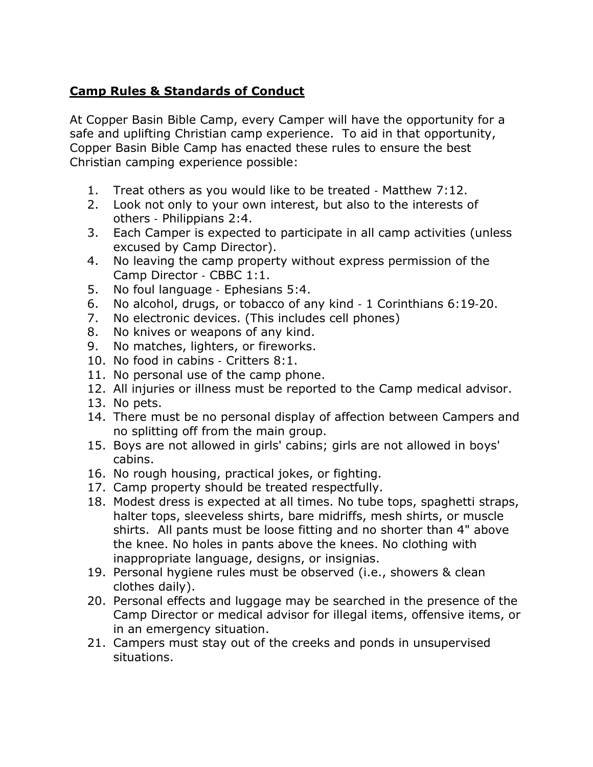## **Camp Rules & Standards of Conduct**

At Copper Basin Bible Camp, every Camper will have the opportunity for a safe and uplifting Christian camp experience. To aid in that opportunity, Copper Basin Bible Camp has enacted these rules to ensure the best Christian camping experience possible:

1. Treat others as you would like to be treated - Matthew 7:12.
2. Look not only to your own interest, but also to the interests of others - Philippians 2:4.
3. Each Camper is expected to participate in all camp activities (unless excused by Camp Director).
4. No leaving the camp property without express permission of the Camp Director - CBBC 1:1.
5. No foul language - Ephesians 5:4.
6. No alcohol, drugs, or tobacco of any kind - 1 Corinthians 6:19-20.
7. No electronic devices. (This includes cell phones)
8. No knives or weapons of any kind.
9. No matches, lighters, or fireworks.
10. No food in cabins - Critters 8:1.
11. No personal use of the camp phone.
12. All injuries or illness must be reported to the Camp medical advisor.
13. No pets.
14. There must be no personal display of affection between Campers and no splitting off from the main group.
15. Boys are not allowed in girls' cabins; girls are not allowed in boys' cabins.
16. No rough housing, practical jokes, or fighting.
17. Camp property should be treated respectfully.
18. Modest dress is expected at all times. No tube tops, spaghetti straps, halter tops, sleeveless shirts, bare midriffs, mesh shirts, or muscle shirts. All pants must be loose fitting and no shorter than 4" above the knee. No holes in pants above the knees. No clothing with inappropriate language, designs, or insignias.
19. Personal hygiene rules must be observed (i.e., showers & clean clothes daily).
20. Personal effects and luggage may be searched in the presence of the Camp Director or medical advisor for illegal items, offensive items, or in an emergency situation.
21. Campers must stay out of the creeks and ponds in unsupervised situations.